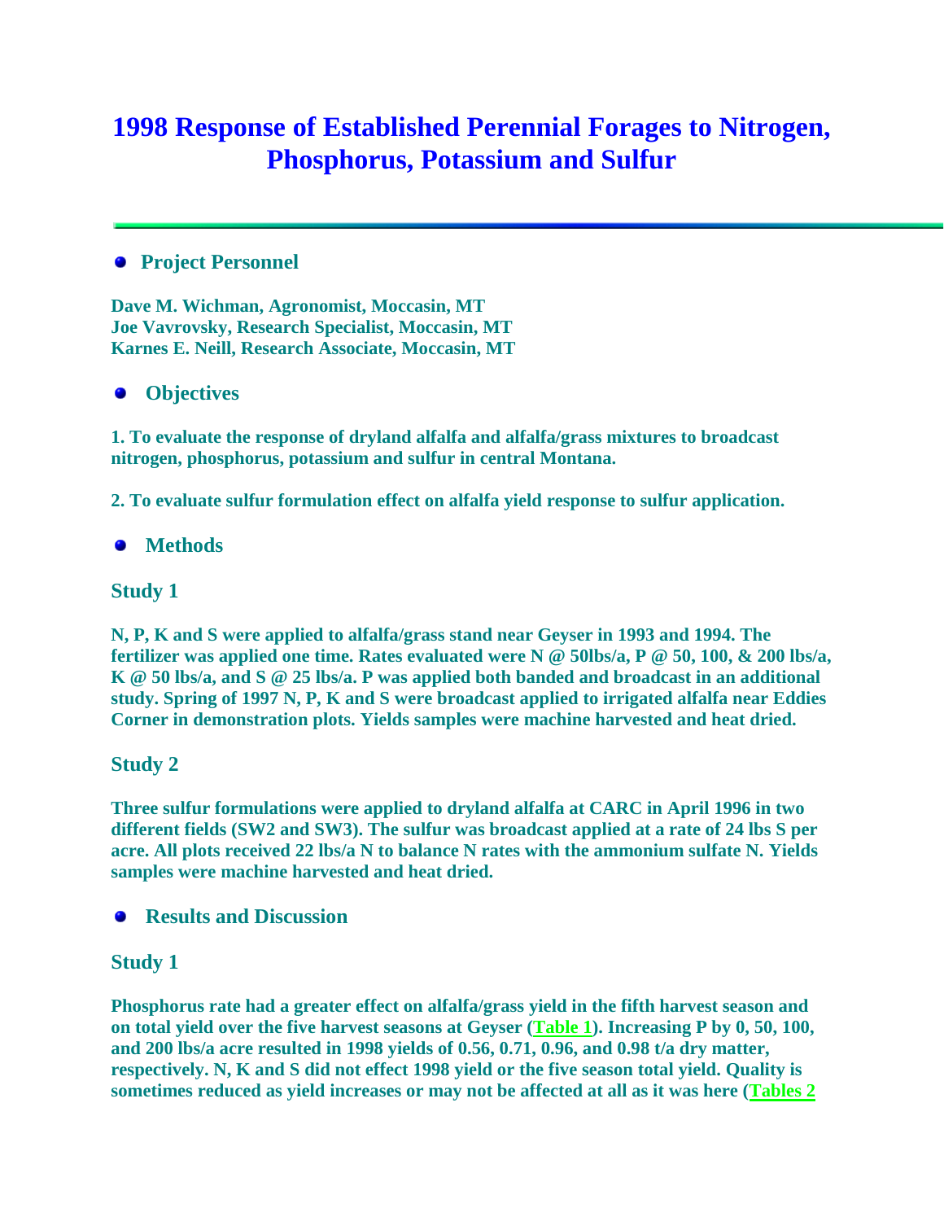# 1998 Response of Established Perennial Forages to Nitrogen, Phosphorus, Potassium and Sulfur

## Project Personnel

**Dave M. Wichman, Agronomist, Moccasin, MT**
**Joe Vavrovsky, Research Specialist, Moccasin, MT**
**Karnes E. Neill, Research Associate, Moccasin, MT**

## Objectives

**1. To evaluate the response of dryland alfalfa and alfalfa/grass mixtures to broadcast nitrogen, phosphorus, potassium and sulfur in central Montana.**

**2. To evaluate sulfur formulation effect on alfalfa yield response to sulfur application.**

## Methods

### Study 1

**N, P, K and S were applied to alfalfa/grass stand near Geyser in 1993 and 1994. The fertilizer was applied one time. Rates evaluated were N @ 50lbs/a, P @ 50, 100, & 200 lbs/a, K @ 50 lbs/a, and S @ 25 lbs/a. P was applied both banded and broadcast in an additional study. Spring of 1997 N, P, K and S were broadcast applied to irrigated alfalfa near Eddies Corner in demonstration plots. Yields samples were machine harvested and heat dried.**

### Study 2

**Three sulfur formulations were applied to dryland alfalfa at CARC in April 1996 in two different fields (SW2 and SW3). The sulfur was broadcast applied at a rate of 24 lbs S per acre. All plots received 22 lbs/a N to balance N rates with the ammonium sulfate N. Yields samples were machine harvested and heat dried.**

## Results and Discussion

### Study 1

**Phosphorus rate had a greater effect on alfalfa/grass yield in the fifth harvest season and on total yield over the five harvest seasons at Geyser (Table 1). Increasing P by 0, 50, 100, and 200 lbs/a acre resulted in 1998 yields of 0.56, 0.71, 0.96, and 0.98 t/a dry matter, respectively. N, K and S did not effect 1998 yield or the five season total yield. Quality is sometimes reduced as yield increases or may not be affected at all as it was here (Tables 2**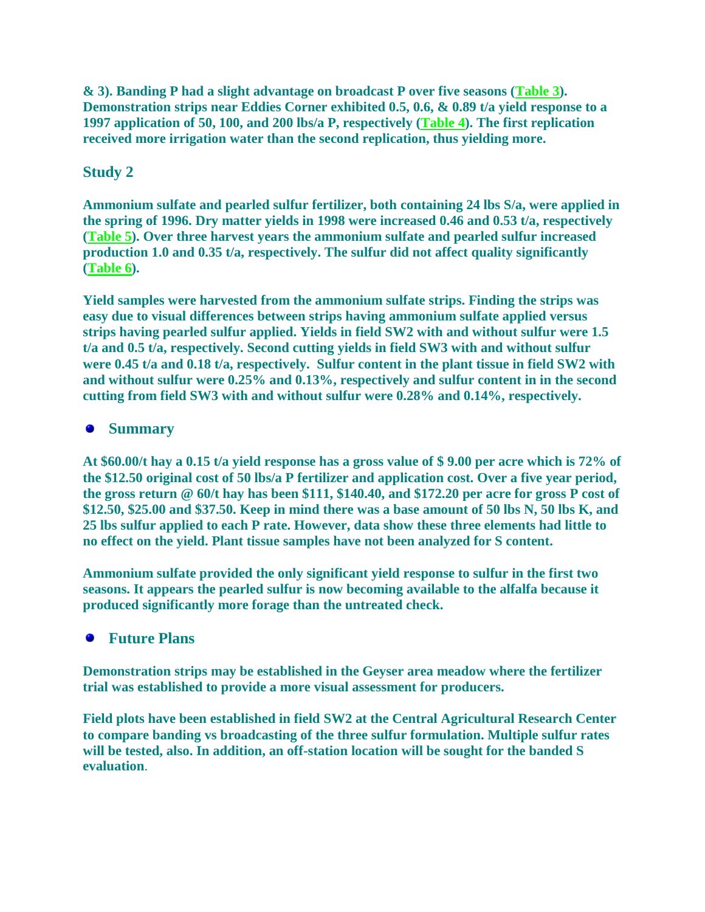**& 3). Banding P had a slight advantage on broadcast P over five seasons (Table 3). Demonstration strips near Eddies Corner exhibited 0.5, 0.6, & 0.89 t/a yield response to a 1997 application of 50, 100, and 200 lbs/a P, respectively (Table 4). The first replication received more irrigation water than the second replication, thus yielding more.**

## Study 2

**Ammonium sulfate and pearled sulfur fertilizer, both containing 24 lbs S/a, were applied in the spring of 1996. Dry matter yields in 1998 were increased 0.46 and 0.53 t/a, respectively (Table 5). Over three harvest years the ammonium sulfate and pearled sulfur increased production 1.0 and 0.35 t/a, respectively. The sulfur did not affect quality significantly (Table 6).**

**Yield samples were harvested from the ammonium sulfate strips. Finding the strips was easy due to visual differences between strips having ammonium sulfate applied versus strips having pearled sulfur applied. Yields in field SW2 with and without sulfur were 1.5 t/a and 0.5 t/a, respectively. Second cutting yields in field SW3 with and without sulfur were 0.45 t/a and 0.18 t/a, respectively. Sulfur content in the plant tissue in field SW2 with and without sulfur were 0.25% and 0.13%, respectively and sulfur content in in the second cutting from field SW3 with and without sulfur were 0.28% and 0.14%, respectively.**

## Summary

**At $60.00/t hay a 0.15 t/a yield response has a gross value of $ 9.00 per acre which is 72% of the $12.50 original cost of 50 lbs/a P fertilizer and application cost. Over a five year period, the gross return @ 60/t hay has been $111, $140.40, and $172.20 per acre for gross P cost of $12.50, $25.00 and $37.50. Keep in mind there was a base amount of 50 lbs N, 50 lbs K, and 25 lbs sulfur applied to each P rate. However, data show these three elements had little to no effect on the yield. Plant tissue samples have not been analyzed for S content.**

**Ammonium sulfate provided the only significant yield response to sulfur in the first two seasons. It appears the pearled sulfur is now becoming available to the alfalfa because it produced significantly more forage than the untreated check.**

## Future Plans

**Demonstration strips may be established in the Geyser area meadow where the fertilizer trial was established to provide a more visual assessment for producers.**

**Field plots have been established in field SW2 at the Central Agricultural Research Center to compare banding vs broadcasting of the three sulfur formulation. Multiple sulfur rates will be tested, also. In addition, an off-station location will be sought for the banded S evaluation.**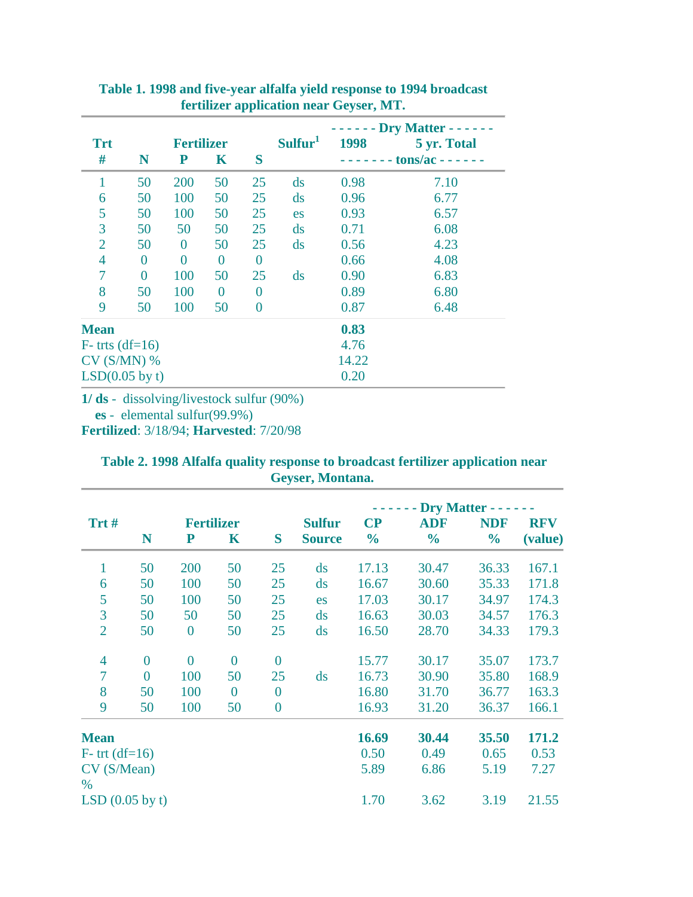**Table 1. 1998 and five-year alfalfa yield response to 1994 broadcast fertilizer application near Geyser, MT.**

| Trt | Fertilizer | | | | Sulfur[1] | Dry Matter | |
|---|---|---|---|---|---|---|---|
| # | N | P | K | S | | 1998 | 5 yr. Total |
| | | | | | | tons/ac | |
| 1 | 50 | 200 | 50 | 25 | ds | 0.98 | 7.10 |
| 6 | 50 | 100 | 50 | 25 | ds | 0.96 | 6.77 |
| 5 | 50 | 100 | 50 | 25 | es | 0.93 | 6.57 |
| 3 | 50 | 50 | 50 | 25 | ds | 0.71 | 6.08 |
| 2 | 50 | 0 | 50 | 25 | ds | 0.56 | 4.23 |
| 4 | 0 | 0 | 0 | 0 | | 0.66 | 4.08 |
| 7 | 0 | 100 | 50 | 25 | ds | 0.90 | 6.83 |
| 8 | 50 | 100 | 0 | 0 | | 0.89 | 6.80 |
| 9 | 50 | 100 | 50 | 0 | | 0.87 | 6.48 |
| **Mean** | | | | | | **0.83** | |
| F- trts (df=16) | | | | | | 4.76 | |
| CV (S/MN) % | | | | | | 14.22 | |
| LSD(0.05 by t) | | | | | | 0.20 | |

**1/ ds** - dissolving/livestock sulfur (90%)
**es** - elemental sulfur(99.9%)
**Fertilized**: 3/18/94; **Harvested**: 7/20/98

**Table 2. 1998 Alfalfa quality response to broadcast fertilizer application near Geyser, Montana.**

| Trt # | Fertilizer | | | | Sulfur | Dry Matter | | | |
|---|---|---|---|---|---|---|---|---|---|
| | N | P | K | S | Source | CP % | ADF % | NDF % | RFV (value) |
| 1 | 50 | 200 | 50 | 25 | ds | 17.13 | 30.47 | 36.33 | 167.1 |
| 6 | 50 | 100 | 50 | 25 | ds | 16.67 | 30.60 | 35.33 | 171.8 |
| 5 | 50 | 100 | 50 | 25 | es | 17.03 | 30.17 | 34.97 | 174.3 |
| 3 | 50 | 50 | 50 | 25 | ds | 16.63 | 30.03 | 34.57 | 176.3 |
| 2 | 50 | 0 | 50 | 25 | ds | 16.50 | 28.70 | 34.33 | 179.3 |
| 4 | 0 | 0 | 0 | 0 | | 15.77 | 30.17 | 35.07 | 173.7 |
| 7 | 0 | 100 | 50 | 25 | ds | 16.73 | 30.90 | 35.80 | 168.9 |
| 8 | 50 | 100 | 0 | 0 | | 16.80 | 31.70 | 36.77 | 163.3 |
| 9 | 50 | 100 | 50 | 0 | | 16.93 | 31.20 | 36.37 | 166.1 |
| **Mean** | | | | | | **16.69** | **30.44** | **35.50** | **171.2** |
| F- trt (df=16) | | | | | | 0.50 | 0.49 | 0.65 | 0.53 |
| CV (S/Mean) % | | | | | | 5.89 | 6.86 | 5.19 | 7.27 |
| LSD (0.05 by t) | | | | | | 1.70 | 3.62 | 3.19 | 21.55 |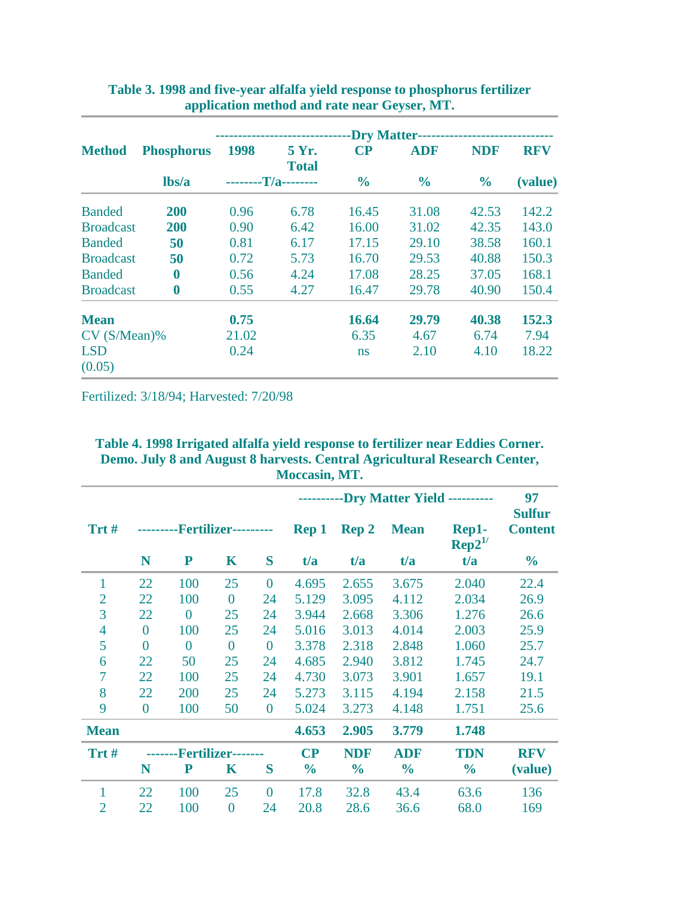**Table 3. 1998 and five-year alfalfa yield response to phosphorus fertilizer application method and rate near Geyser, MT.**

| Method | Phosphorus | Dry Matter 1998 | 5 Yr. Total | CP | ADF | NDF | RFV |
|---|---|---|---|---|---|---|---|
| | lbs/a | T/a | T/a | % | % | % | (value) |
| Banded | **200** | 0.96 | 6.78 | 16.45 | 31.08 | 42.53 | 142.2 |
| Broadcast | **200** | 0.90 | 6.42 | 16.00 | 31.02 | 42.35 | 143.0 |
| Banded | **50** | 0.81 | 6.17 | 17.15 | 29.10 | 38.58 | 160.1 |
| Broadcast | **50** | 0.72 | 5.73 | 16.70 | 29.53 | 40.88 | 150.3 |
| Banded | **0** | 0.56 | 4.24 | 17.08 | 28.25 | 37.05 | 168.1 |
| Broadcast | **0** | 0.55 | 4.27 | 16.47 | 29.78 | 40.90 | 150.4 |
| **Mean** | | **0.75** | | **16.64** | **29.79** | **40.38** | **152.3** |
| CV (S/Mean)% | | 21.02 | | 6.35 | 4.67 | 6.74 | 7.94 |
| LSD (0.05) | | 0.24 | | ns | 2.10 | 4.10 | 18.22 |

Fertilized: 3/18/94; Harvested: 7/20/98

**Table 4. 1998 Irrigated alfalfa yield response to fertilizer near Eddies Corner. Demo. July 8 and August 8 harvests. Central Agricultural Research Center, Moccasin, MT.**

| Trt # | Fertilizer N | Fertilizer P | Fertilizer K | Fertilizer S | Dry Matter Yield Rep 1 | Rep 2 | Mean | Rep1-Rep2[1/] | 97 Sulfur Content |
|---|---|---|---|---|---|---|---|---|---|
| | | | | | t/a | t/a | t/a | t/a | % |
| 1 | 22 | 100 | 25 | 0 | 4.695 | 2.655 | 3.675 | 2.040 | 22.4 |
| 2 | 22 | 100 | 0 | 24 | 5.129 | 3.095 | 4.112 | 2.034 | 26.9 |
| 3 | 22 | 0 | 25 | 24 | 3.944 | 2.668 | 3.306 | 1.276 | 26.6 |
| 4 | 0 | 100 | 25 | 24 | 5.016 | 3.013 | 4.014 | 2.003 | 25.9 |
| 5 | 0 | 0 | 0 | 0 | 3.378 | 2.318 | 2.848 | 1.060 | 25.7 |
| 6 | 22 | 50 | 25 | 24 | 4.685 | 2.940 | 3.812 | 1.745 | 24.7 |
| 7 | 22 | 100 | 25 | 24 | 4.730 | 3.073 | 3.901 | 1.657 | 19.1 |
| 8 | 22 | 200 | 25 | 24 | 5.273 | 3.115 | 4.194 | 2.158 | 21.5 |
| 9 | 0 | 100 | 50 | 0 | 5.024 | 3.273 | 4.148 | 1.751 | 25.6 |
| **Mean** | | | | | **4.653** | **2.905** | **3.779** | **1.748** | |

| Trt # | Fertilizer N | Fertilizer P | Fertilizer K | Fertilizer S | CP % | NDF % | ADF % | TDN % | RFV (value) |
|---|---|---|---|---|---|---|---|---|---|
| 1 | 22 | 100 | 25 | 0 | 17.8 | 32.8 | 43.4 | 63.6 | 136 |
| 2 | 22 | 100 | 0 | 24 | 20.8 | 28.6 | 36.6 | 68.0 | 169 |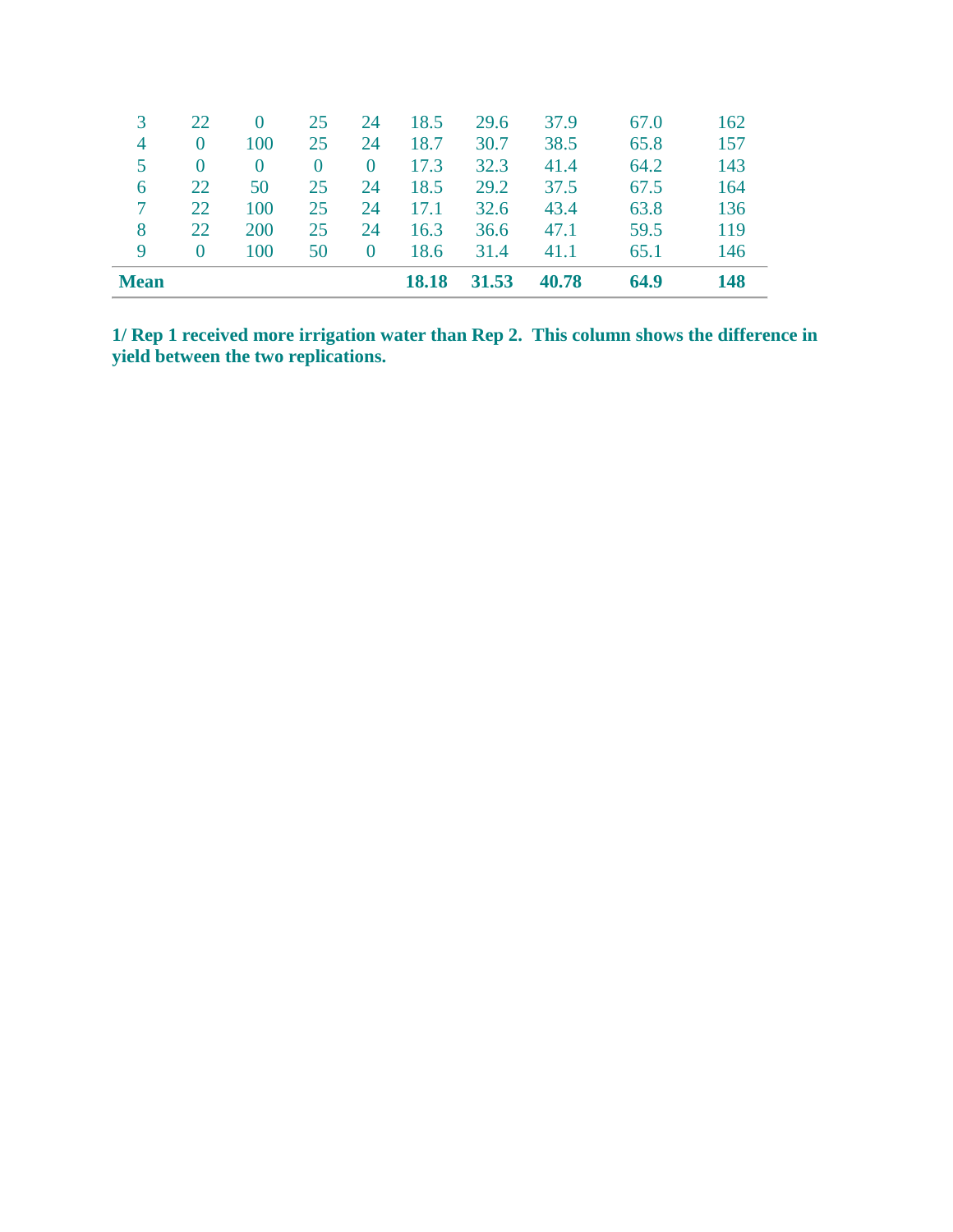| | | | | | | | | | |
|---|---|---|---|---|---|---|---|---|---|
| 3 | 22 | 0 | 25 | 24 | 18.5 | 29.6 | 37.9 | 67.0 | 162 |
| 4 | 0 | 100 | 25 | 24 | 18.7 | 30.7 | 38.5 | 65.8 | 157 |
| 5 | 0 | 0 | 0 | 0 | 17.3 | 32.3 | 41.4 | 64.2 | 143 |
| 6 | 22 | 50 | 25 | 24 | 18.5 | 29.2 | 37.5 | 67.5 | 164 |
| 7 | 22 | 100 | 25 | 24 | 17.1 | 32.6 | 43.4 | 63.8 | 136 |
| 8 | 22 | 200 | 25 | 24 | 16.3 | 36.6 | 47.1 | 59.5 | 119 |
| 9 | 0 | 100 | 50 | 0 | 18.6 | 31.4 | 41.1 | 65.1 | 146 |
| **Mean** | | | | | **18.18** | **31.53** | **40.78** | **64.9** | **148** |

**1/ Rep 1 received more irrigation water than Rep 2. This column shows the difference in yield between the two replications.**